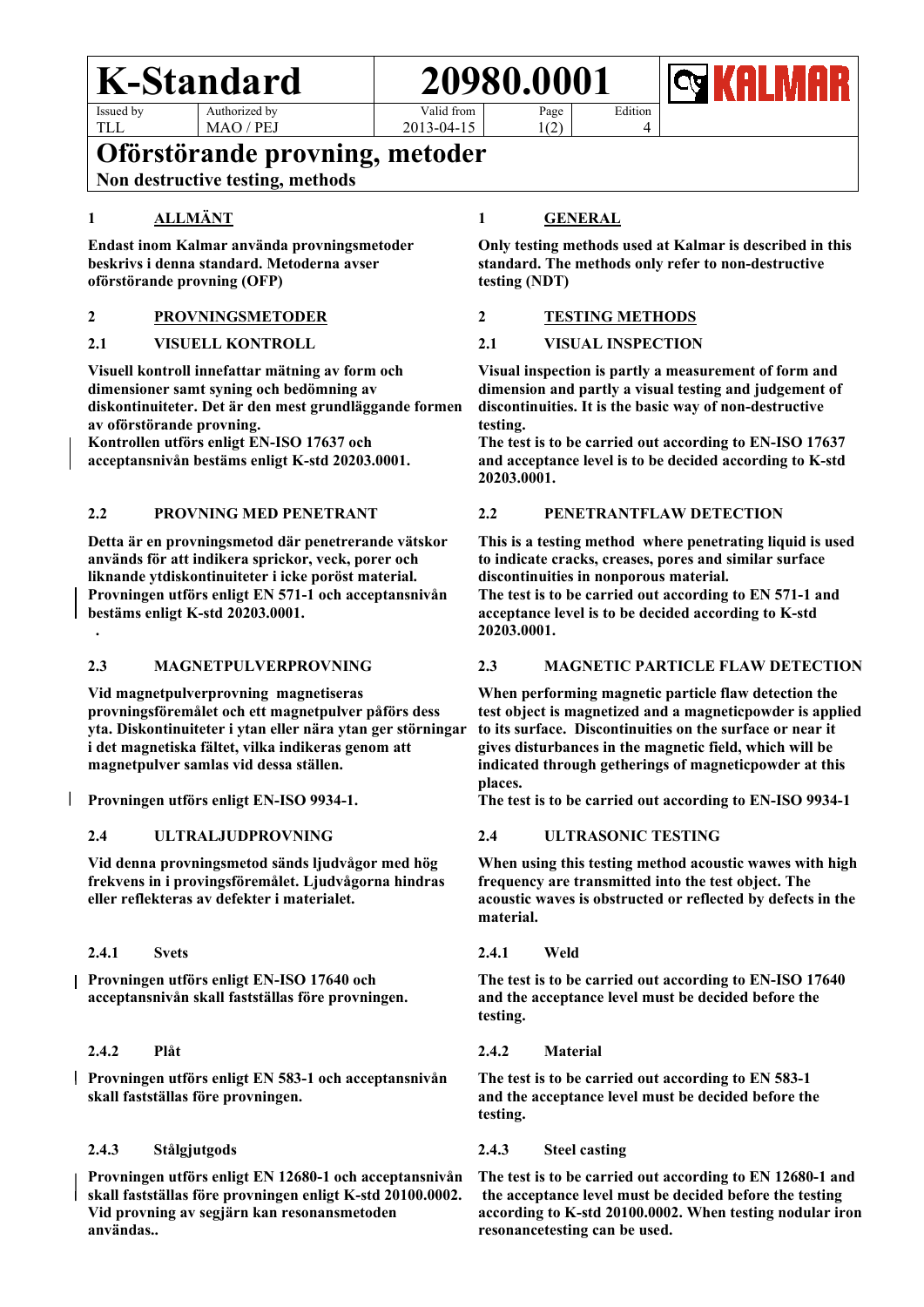| K-Standard | | 20980.0001 | | | KALMAR |
| --- | --- | --- | --- | --- | --- |
| Issued by TLL | Authorized by MAO / PEJ | Valid from 2013-04-15 | Page 1(2) | Edition 4 | |

# Oförstörande provning, metoder

**Non destructive testing, methods**

## 1 ALLMÄNT

**Endast inom Kalmar använda provningsmetoder beskrivs i denna standard. Metoderna avser oförstörande provning (OFP)**

## 2 PROVNINGSMETODER

### 2.1 VISUELL KONTROLL

**Visuell kontroll innefattar mätning av form och dimensioner samt syning och bedömning av diskontinuiteter. Det är den mest grundläggande formen av oförstörande provning.**
**Kontrollen utförs enligt EN-ISO 17637 och acceptansnivån bestäms enligt K-std 20203.0001.**

### 2.2 PROVNING MED PENETRANT

**Detta är en provningsmetod där penetrerande vätskor används för att indikera sprickor, veck, porer och liknande ytdiskontinuiteter i icke poröst material.**
**Provningen utförs enligt EN 571-1 och acceptansnivån bestäms enligt K-std 20203.0001.**
**.**

### 2.3 MAGNETPULVERPROVNING

**Vid magnetpulverprovning magnetiseras provningsföremålet och ett magnetpulver påförs dess yta. Diskontinuiteter i ytan eller nära ytan ger störningar i det magnetiska fältet, vilka indikeras genom att magnetpulver samlas vid dessa ställen.**

**Provningen utförs enligt EN-ISO 9934-1.**

### 2.4 ULTRALJUDPROVNING

**Vid denna provningsmetod sänds ljudvågor med hög frekvens in i provingsföremålet. Ljudvågorna hindras eller reflekteras av defekter i materialet.**

#### 2.4.1 Svets

**Provningen utförs enligt EN-ISO 17640 och acceptansnivån skall fastställas före provningen.**

#### 2.4.2 Plåt

**Provningen utförs enligt EN 583-1 och acceptansnivån skall fastställas före provningen.**

#### 2.4.3 Stålgjutgods

**Provningen utförs enligt EN 12680-1 och acceptansnivån skall fastställas före provningen enligt K-std 20100.0002. Vid provning av segjärn kan resonansmetoden användas..**

## 1 GENERAL

**Only testing methods used at Kalmar is described in this standard. The methods only refer to non-destructive testing (NDT)**

## 2 TESTING METHODS

### 2.1 VISUAL INSPECTION

**Visual inspection is partly a measurement of form and dimension and partly a visual testing and judgement of discontinuities. It is the basic way of non-destructive testing.**
**The test is to be carried out according to EN-ISO 17637 and acceptance level is to be decided according to K-std 20203.0001.**

### 2.2 PENETRANTFLAW DETECTION

**This is a testing method where penetrating liquid is used to indicate cracks, creases, pores and similar surface discontinuities in nonporous material.**
**The test is to be carried out according to EN 571-1 and acceptance level is to be decided according to K-std 20203.0001.**

### 2.3 MAGNETIC PARTICLE FLAW DETECTION

**When performing magnetic particle flaw detection the test object is magnetized and a magneticpowder is applied to its surface. Discontinuities on the surface or near it gives disturbances in the magnetic field, which will be indicated through getherings of magneticpowder at this places.**
**The test is to be carried out according to EN-ISO 9934-1**

### 2.4 ULTRASONIC TESTING

**When using this testing method acoustic wawes with high frequency are transmitted into the test object. The acoustic waves is obstructed or reflected by defects in the material.**

#### 2.4.1 Weld

**The test is to be carried out according to EN-ISO 17640 and the acceptance level must be decided before the testing.**

#### 2.4.2 Material

**The test is to be carried out according to EN 583-1 and the acceptance level must be decided before the testing.**

#### 2.4.3 Steel casting

**The test is to be carried out according to EN 12680-1 and the acceptance level must be decided before the testing according to K-std 20100.0002. When testing nodular iron resonancetesting can be used.**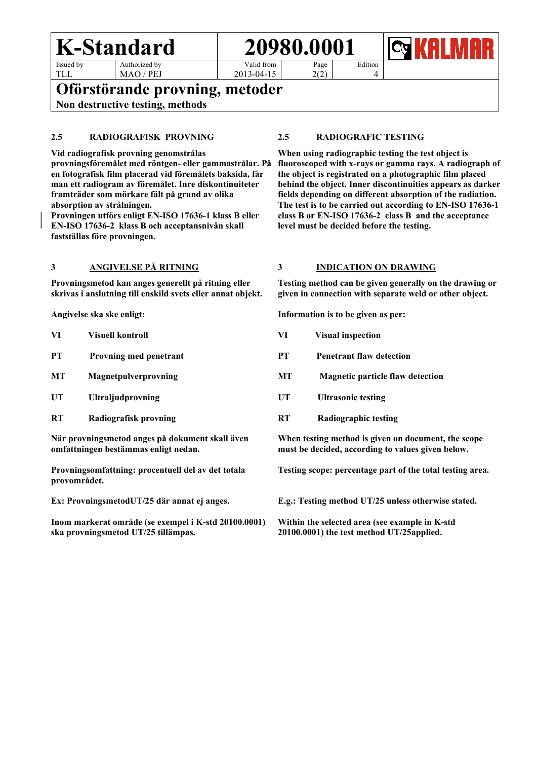## 2.5 RADIOGRAFISK PROVNING

**Vid radiografisk provning genomstrålas provningsföremålet med röntgen- eller gammastrålar. På en fotografisk film placerad vid föremålets baksida, får man ett radiogram av föremålet. Inre diskontinuiteter framträder som mörkare fält på grund av olika absorption av strålningen.**
**Provningen utförs enligt EN-ISO 17636-1 klass B eller EN-ISO 17636-2 klass B och acceptansnivån skall fastställas före provningen.**

## 2.5 RADIOGRAFIC TESTING

**When using radiographic testing the test object is fluoroscoped with x-rays or gamma rays. A radiograph of the object is registrated on a photographic film placed behind the object. Inner discontinuities appears as darker fields depending on different absorption of the radiation. The test is to be carried out according to EN-ISO 17636-1 class B or EN-ISO 17636-2 class B and the acceptance level must be decided before the testing.**

## 3 ANGIVELSE PÅ RITNING

**Provningsmetod kan anges generellt på ritning eller skrivas i anslutning till enskild svets eller annat objekt.**

**Angivelse ska ske enligt:**

| | |
|---|---|
| **VI** | **Visuell kontroll** |
| **PT** | **Provning med penetrant** |
| **MT** | **Magnetpulverprovning** |
| **UT** | **Ultraljudprovning** |
| **RT** | **Radiografisk provning** |

**När provningsmetod anges på dokument skall även omfattningen bestämmas enligt nedan.**

**Provningsomfattning: procentuell del av det totala provområdet.**

**Ex: ProvningsmetodUT/25 där annat ej anges.**

**Inom markerat område (se exempel i K-std 20100.0001) ska provningsmetod UT/25 tillämpas.**

## 3 INDICATION ON DRAWING

**Testing method can be given generally on the drawing or given in connection with separate weld or other object.**

**Information is to be given as per:**

| | |
|---|---|
| **VI** | **Visual inspection** |
| **PT** | **Penetrant flaw detection** |
| **MT** | **Magnetic particle flaw detection** |
| **UT** | **Ultrasonic testing** |
| **RT** | **Radiographic testing** |

**When testing method is given on document, the scope must be decided, according to values given below.**

**Testing scope: percentage part of the total testing area.**

**E.g.: Testing method UT/25 unless otherwise stated.**

**Within the selected area (see example in K-std 20100.0001) the test method UT/25applied.**